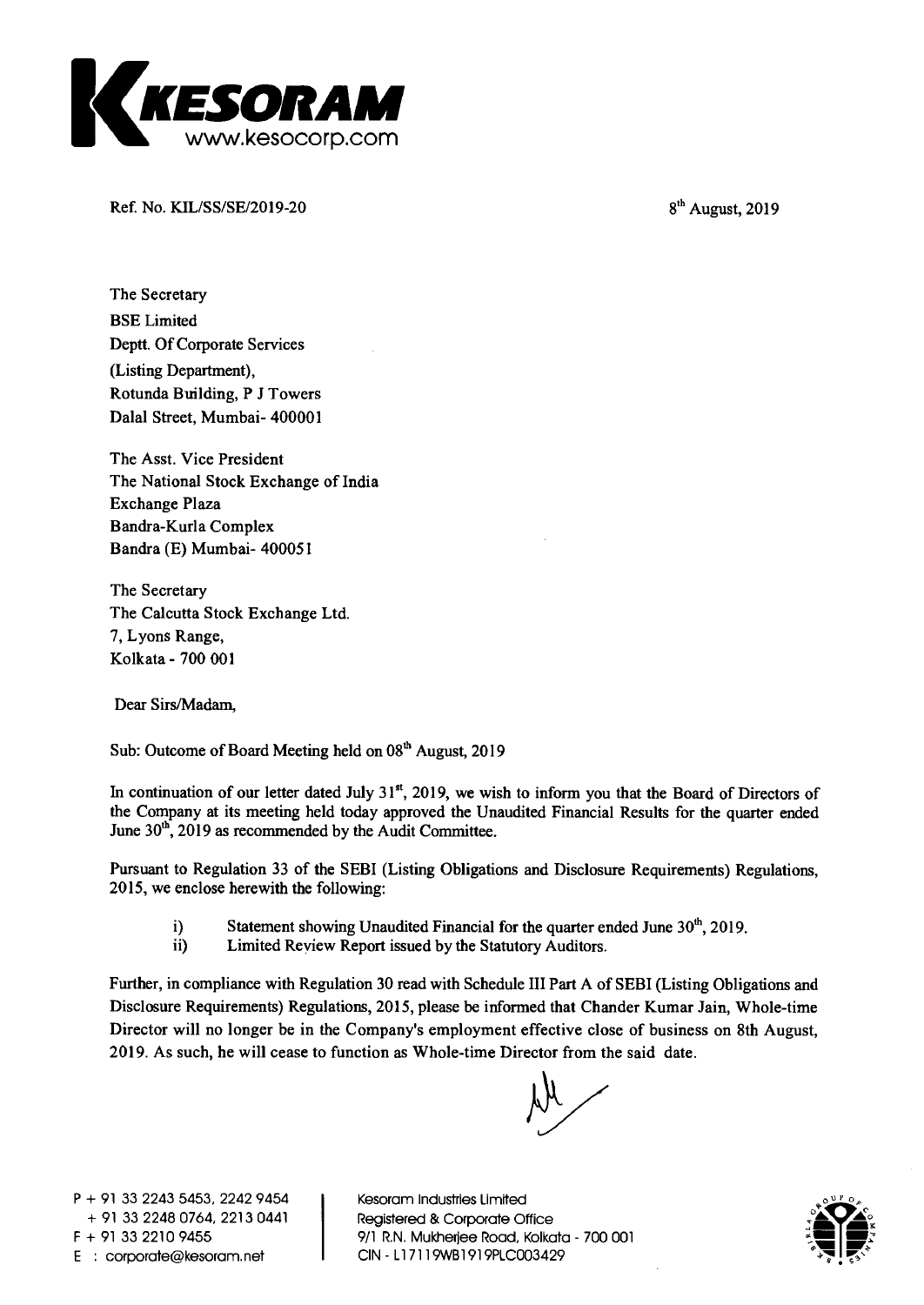**KESORAM**
www.kesocorp.com

Ref. No. KIL/SS/SE/2019-20

8th August, 2019

The Secretary
BSE Limited
Deptt. Of Corporate Services
(Listing Department),
Rotunda Building, P J Towers
Dalal Street, Mumbai- 400001

The Asst. Vice President
The National Stock Exchange of India
Exchange Plaza
Bandra-Kurla Complex
Bandra (E) Mumbai- 400051

The Secretary
The Calcutta Stock Exchange Ltd.
7, Lyons Range,
Kolkata - 700 001

Dear Sirs/Madam,

Sub: Outcome of Board Meeting held on 08th August, 2019

In continuation of our letter dated July 31st, 2019, we wish to inform you that the Board of Directors of the Company at its meeting held today approved the Unaudited Financial Results for the quarter ended June 30th, 2019 as recommended by the Audit Committee.

Pursuant to Regulation 33 of the SEBI (Listing Obligations and Disclosure Requirements) Regulations, 2015, we enclose herewith the following:

i) Statement showing Unaudited Financial for the quarter ended June 30th, 2019.
ii) Limited Review Report issued by the Statutory Auditors.

Further, in compliance with Regulation 30 read with Schedule III Part A of SEBI (Listing Obligations and Disclosure Requirements) Regulations, 2015, please be informed that Chander Kumar Jain, Whole-time Director will no longer be in the Company's employment effective close of business on 8th August, 2019. As such, he will cease to function as Whole-time Director from the said date.

P + 91 33 2243 5453, 2242 9454
+ 91 33 2248 0764, 2213 0441
F + 91 33 2210 9455
E : corporate@kesoram.net

Kesoram Industries Limited
Registered & Corporate Office
9/1 R.N. Mukherjee Road, Kolkata - 700 001
CIN - L17119WB1919PLC003429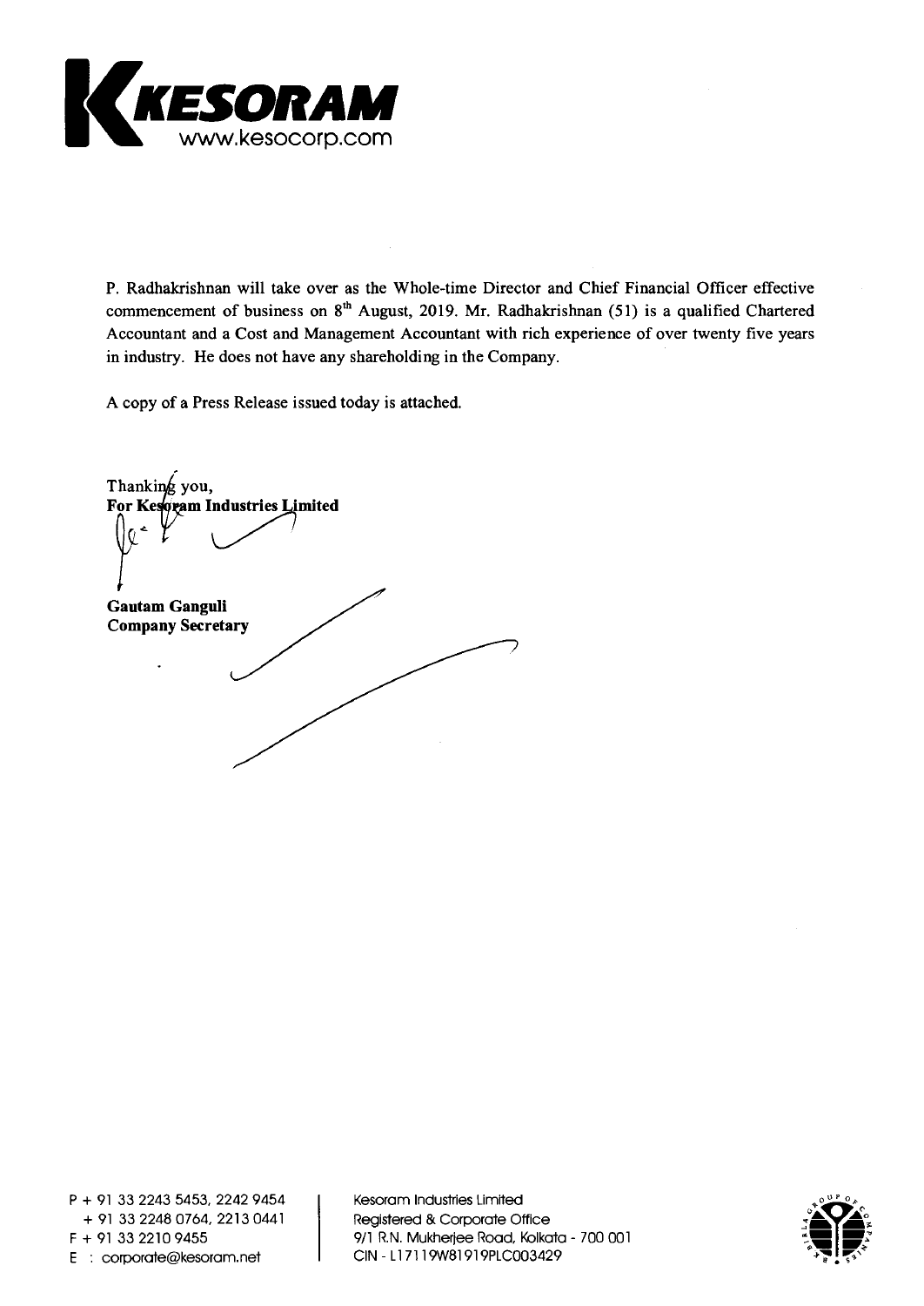P. Radhakrishnan will take over as the Whole-time Director and Chief Financial Officer effective commencement of business on 8th August, 2019. Mr. Radhakrishnan (51) is a qualified Chartered Accountant and a Cost and Management Accountant with rich experience of over twenty five years in industry. He does not have any shareholding in the Company.

A copy of a Press Release issued today is attached.

Thanking you,
**For Kesoram Industries Limited**

**Gautam Ganguli**
**Company Secretary**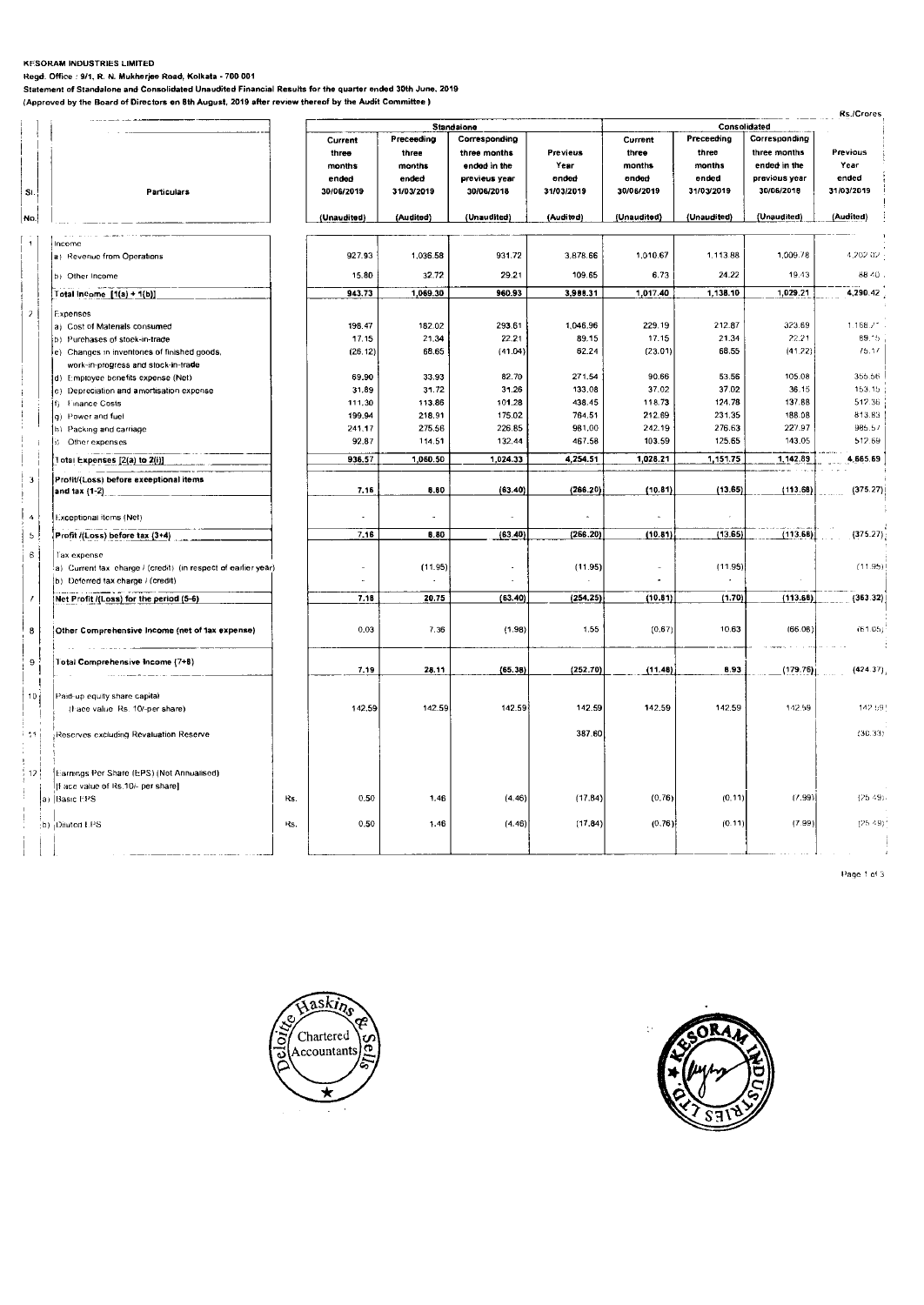**KESORAM INDUSTRIES LIMITED**

**Regd. Office : 9/1, R. N. Mukherjee Road, Kolkata - 700 001**

**Statement of Standalone and Consolidated Unaudited Financial Results for the quarter ended 30th June, 2019**

**(Approved by the Board of Directors on 8th August, 2019 after review thereof by the Audit Committee )**

Rs./Crores

| Sl. No. | Particulars | | Standalone | | | | Consolidated | | | |
|---|---|---|---|---|---|---|---|---|---|---|
| | | | Current three months ended 30/06/2019 | Preceeding three months ended 31/03/2019 | Corresponding three months ended in the previous year 30/06/2018 | Previous Year ended 31/03/2019 | Current three months ended 30/06/2019 | Preceeding three months ended 31/03/2019 | Corresponding three months ended in the previous year 30/06/2018 | Previous Year ended 31/03/2019 |
| | | | (Unaudited) | (Audited) | (Unaudited) | (Audited) | (Unaudited) | (Unaudited) | (Unaudited) | (Audited) |
| 1 | Income | | | | | | | | | |
| | a) Revenue from Operations | | 927.93 | 1,036.58 | 931.72 | 3,878.66 | 1,010.67 | 1,113.88 | 1,009.78 | 4,202.02 |
| | b) Other Income | | 15.80 | 32.72 | 29.21 | 109.65 | 6.73 | 24.22 | 19.43 | 88.40 |
| | Total Income [1(a) + 1(b)] | | 943.73 | 1,069.30 | 960.93 | 3,988.31 | 1,017.40 | 1,138.10 | 1,029.21 | 4,290.42 |
| 2 | Expenses | | | | | | | | | |
| | a) Cost of Materials consumed | | 198.47 | 182.02 | 293.61 | 1,046.96 | 229.19 | 212.87 | 323.69 | 1,168.71 |
| | b) Purchases of stock-in-trade | | 17.15 | 21.34 | 22.21 | 89.15 | 17.15 | 21.34 | 22.21 | 89.15 |
| | c) Changes in inventories of finished goods, work-in-progress and stock-in-trade | | (26.12) | 68.65 | (41.04) | 62.24 | (23.01) | 68.55 | (41.22) | 75.17 |
| | d) Employee benefits expense (Net) | | 69.90 | 33.93 | 82.70 | 271.54 | 90.66 | 53.56 | 105.08 | 355.56 |
| | e) Depreciation and amortisation expense | | 31.89 | 31.72 | 31.26 | 133.08 | 37.02 | 37.02 | 36.15 | 153.15 |
| | f) Finance Costs | | 111.30 | 113.86 | 101.28 | 438.45 | 118.73 | 124.78 | 137.88 | 517.36 |
| | g) Power and fuel | | 199.94 | 218.91 | 175.02 | 764.51 | 212.69 | 231.35 | 188.08 | 813.83 |
| | h) Packing and carriage | | 241.17 | 275.56 | 226.85 | 981.00 | 242.19 | 276.63 | 227.97 | 985.57 |
| | i) Other expenses | | 92.87 | 114.51 | 132.44 | 467.58 | 103.59 | 125.65 | 143.05 | 512.69 |
| | Total Expenses [2(a) to 2(i)] | | 936.57 | 1,060.50 | 1,024.33 | 4,254.51 | 1,028.21 | 1,151.75 | 1,142.89 | 4,665.69 |
| 3 | Profit/(Loss) before exceptional items and tax (1-2) | | 7.16 | 8.80 | (63.40) | (266.20) | (10.81) | (13.65) | (113.68) | (375.27) |
| 4 | Exceptional items (Net) | | - | - | - | - | - | - | | |
| 5 | Profit /(Loss) before tax (3+4) | | 7.16 | 8.80 | (63.40) | (266.20) | (10.81) | (13.65) | (113.68) | (375.27) |
| 6 | Tax expense | | | | | | | | | |
| | a) Current tax charge / (credit) (in respect of earlier year) | | - | (11.95) | - | (11.95) | - | (11.95) | | (11.95) |
| | b) Deferred tax charge / (credit) | | - | - | - | - | - | - | | |
| 7 | Net Profit /(Loss) for the period (5-6) | | 7.16 | 20.75 | (63.40) | (254.25) | (10.81) | (1.70) | (113.68) | (363.32) |
| 8 | Other Comprehensive Income (net of tax expense) | | 0.03 | 7.36 | (1.98) | 1.55 | (0.67) | 10.63 | (66.08) | (61.05) |
| 9 | Total Comprehensive Income (7+8) | | 7.19 | 28.11 | (65.38) | (252.70) | (11.48) | 8.93 | (179.76) | (424.37) |
| 10 | Paid-up equity share capital (Face value Rs. 10/-per share) | | 142.59 | 142.59 | 142.59 | 142.59 | 142.59 | 142.59 | 142.59 | 142.59 |
| 11 | Reserves excluding Revaluation Reserve | | | | | 387.60 | | | | (30.33) |
| 12 | Earnings Per Share (EPS) (Not Annualised) [Face value of Rs.10/- per share] | | | | | | | | | |
| | a) Basic EPS | Rs. | 0.50 | 1.46 | (4.46) | (17.84) | (0.76) | (0.11) | (7.99) | (25.49) |
| | b) Diluted EPS | Rs. | 0.50 | 1.46 | (4.46) | (17.84) | (0.76) | (0.11) | (7.99) | (25.49) |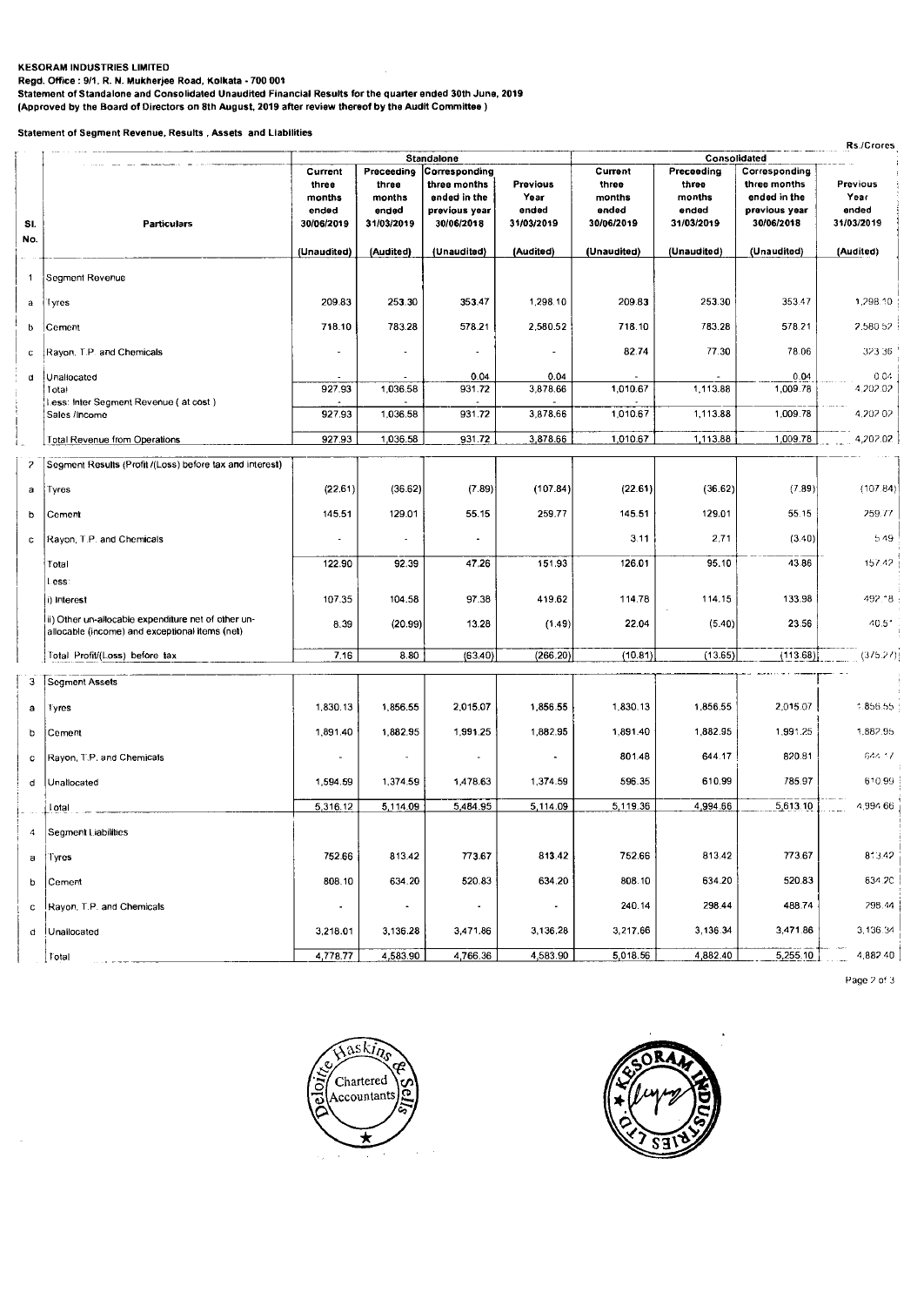**KESORAM INDUSTRIES LIMITED**
**Regd. Office : 9/1, R. N. Mukherjee Road, Kolkata - 700 001**
**Statement of Standalone and Consolidated Unaudited Financial Results for the quarter ended 30th June, 2019**
**(Approved by the Board of Directors on 8th August, 2019 after review thereof by the Audit Committee )**

**Statement of Segment Revenue, Results , Assets and Liabilities**

Rs./Crores

| Sl. No. | Particulars | Standalone | | | | Consolidated | | | |
|---|---|---|---|---|---|---|---|---|---|
| | | Current three months ended 30/06/2019 | Preceeding three months ended 31/03/2019 | Corresponding three months ended in the previous year 30/06/2018 | Previous Year ended 31/03/2019 | Current three months ended 30/06/2019 | Preceeding three months ended 31/03/2019 | Corresponding three months ended in the previous year 30/06/2018 | Previous Year ended 31/03/2019 |
| | | (Unaudited) | (Audited) | (Unaudited) | (Audited) | (Unaudited) | (Unaudited) | (Unaudited) | (Audited) |
| 1 | Segment Revenue | | | | | | | | |
| a | Tyres | 209.83 | 253.30 | 353.47 | 1,298.10 | 209.83 | 253.30 | 353.47 | 1,298.10 |
| b | Cement | 718.10 | 783.28 | 578.21 | 2,580.52 | 718.10 | 783.28 | 578.21 | 2,580.52 |
| c | Rayon, T.P. and Chemicals | - | - | - | - | 82.74 | 77.30 | 78.06 | 323.36 |
| d | Unallocated | - | - | 0.04 | 0.04 | - | - | 0.04 | 0.04 |
| | Total | 927.93 | 1,036.58 | 931.72 | 3,878.66 | 1,010.67 | 1,113.88 | 1,009.78 | 4,202.02 |
| | Less: Inter Segment Revenue ( at cost ) | - | - | - | - | | | | |
| | Sales /Income | 927.93 | 1,036.58 | 931.72 | 3,878.66 | 1,010.67 | 1,113.88 | 1,009.78 | 4,202.02 |
| | Total Revenue from Operations | 927.93 | 1,036.58 | 931.72 | 3,878.66 | 1,010.67 | 1,113.88 | 1,009.78 | 4,202.02 |
| 2 | Segment Results (Profit /(Loss) before tax and interest) | | | | | | | | |
| a | Tyres | (22.61) | (36.62) | (7.89) | (107.84) | (22.61) | (36.62) | (7.89) | (107.84) |
| b | Cement | 145.51 | 129.01 | 55.15 | 259.77 | 145.51 | 129.01 | 55.15 | 259.77 |
| c | Rayon, T.P. and Chemicals | - | - | - | | 3.11 | 2.71 | (3.40) | 5.49 |
| | Total | 122.90 | 92.39 | 47.26 | 151.93 | 126.01 | 95.10 | 43.86 | 157.42 |
| | Less: | | | | | | | | |
| | i) Interest | 107.35 | 104.58 | 97.38 | 419.62 | 114.78 | 114.15 | 133.98 | 492.18 |
| | ii) Other un-allocable expenditure net of other un-allocable (income) and exceptional items (net) | 8.39 | (20.99) | 13.28 | (1.49) | 22.04 | (5.40) | 23.56 | 40.51 |
| | Total Profit/(Loss) before tax | 7.16 | 8.80 | (63.40) | (266.20) | (10.81) | (13.65) | (113.68) | (375.27) |
| 3 | Segment Assets | | | | | | | | |
| a | Tyres | 1,830.13 | 1,856.55 | 2,015.07 | 1,856.55 | 1,830.13 | 1,856.55 | 2,015.07 | 1,856.55 |
| b | Cement | 1,891.40 | 1,882.95 | 1,991.25 | 1,882.95 | 1,891.40 | 1,882.95 | 1,991.25 | 1,882.95 |
| c | Rayon, T.P. and Chemicals | - | - | - | - | 801.48 | 644.17 | 820.81 | 644.17 |
| d | Unallocated | 1,594.59 | 1,374.59 | 1,478.63 | 1,374.59 | 596.35 | 610.99 | 785.97 | 610.99 |
| | Total | 5,316.12 | 5,114.09 | 5,484.95 | 5,114.09 | 5,119.36 | 4,994.66 | 5,613.10 | 4,994.66 |
| 4 | Segment Liabilities | | | | | | | | |
| a | Tyres | 752.66 | 813.42 | 773.67 | 813.42 | 752.66 | 813.42 | 773.67 | 813.42 |
| b | Cement | 808.10 | 634.20 | 520.83 | 634.20 | 808.10 | 634.20 | 520.83 | 634.20 |
| c | Rayon, T.P. and Chemicals | - | - | - | - | 240.14 | 298.44 | 488.74 | 298.44 |
| d | Unallocated | 3,218.01 | 3,136.28 | 3,471.86 | 3,136.28 | 3,217.66 | 3,136.34 | 3,471.86 | 3,136.34 |
| | Total | 4,778.77 | 4,583.90 | 4,766.36 | 4,583.90 | 5,018.56 | 4,882.40 | 5,255.10 | 4,882.40 |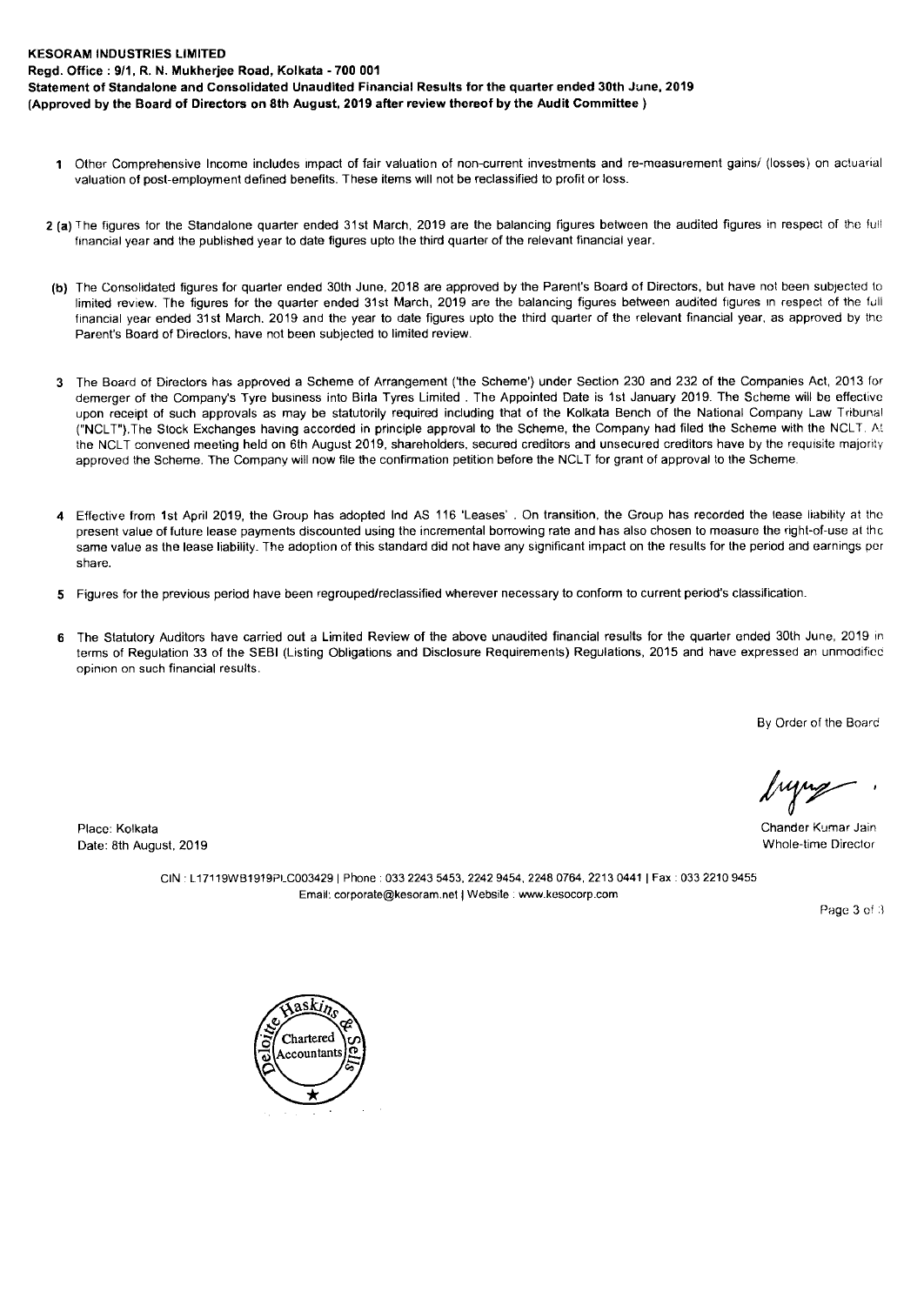**KESORAM INDUSTRIES LIMITED**
**Regd. Office : 9/1, R. N. Mukherjee Road, Kolkata - 700 001**
**Statement of Standalone and Consolidated Unaudited Financial Results for the quarter ended 30th June, 2019**
**(Approved by the Board of Directors on 8th August, 2019 after review thereof by the Audit Committee )**

1 Other Comprehensive Income includes impact of fair valuation of non-current investments and re-measurement gains/ (losses) on actuarial valuation of post-employment defined benefits. These items will not be reclassified to profit or loss.

2 (a) The figures for the Standalone quarter ended 31st March, 2019 are the balancing figures between the audited figures in respect of the full financial year and the published year to date figures upto the third quarter of the relevant financial year.

(b) The Consolidated figures for quarter ended 30th June, 2018 are approved by the Parent's Board of Directors, but have not been subjected to limited review. The figures for the quarter ended 31st March, 2019 are the balancing figures between audited figures in respect of the full financial year ended 31st March, 2019 and the year to date figures upto the third quarter of the relevant financial year, as approved by the Parent's Board of Directors, have not been subjected to limited review.

3 The Board of Directors has approved a Scheme of Arrangement ('the Scheme') under Section 230 and 232 of the Companies Act, 2013 for demerger of the Company's Tyre business into Birla Tyres Limited . The Appointed Date is 1st January 2019. The Scheme will be effective upon receipt of such approvals as may be statutorily required including that of the Kolkata Bench of the National Company Law Tribunal ("NCLT").The Stock Exchanges having accorded in principle approval to the Scheme, the Company had filed the Scheme with the NCLT. At the NCLT convened meeting held on 6th August 2019, shareholders, secured creditors and unsecured creditors have by the requisite majority approved the Scheme. The Company will now file the confirmation petition before the NCLT for grant of approval to the Scheme.

4 Effective from 1st April 2019, the Group has adopted Ind AS 116 'Leases' . On transition, the Group has recorded the lease liability at the present value of future lease payments discounted using the incremental borrowing rate and has also chosen to measure the right-of-use at the same value as the lease liability. The adoption of this standard did not have any significant impact on the results for the period and earnings per share.

5 Figures for the previous period have been regrouped/reclassified wherever necessary to conform to current period's classification.

6 The Statutory Auditors have carried out a Limited Review of the above unaudited financial results for the quarter ended 30th June, 2019 in terms of Regulation 33 of the SEBI (Listing Obligations and Disclosure Requirements) Regulations, 2015 and have expressed an unmodified opinion on such financial results.

By Order of the Board

Chander Kumar Jain
Whole-time Director

Place: Kolkata
Date: 8th August, 2019

CIN : L17119WB1919PLC003429 | Phone : 033 2243 5453, 2242 9454, 2248 0764, 2213 0441 | Fax : 033 2210 9455
Email: corporate@kesoram.net | Website : www.kesocorp.com

Deloitte Haskins & Sells Chartered Accountants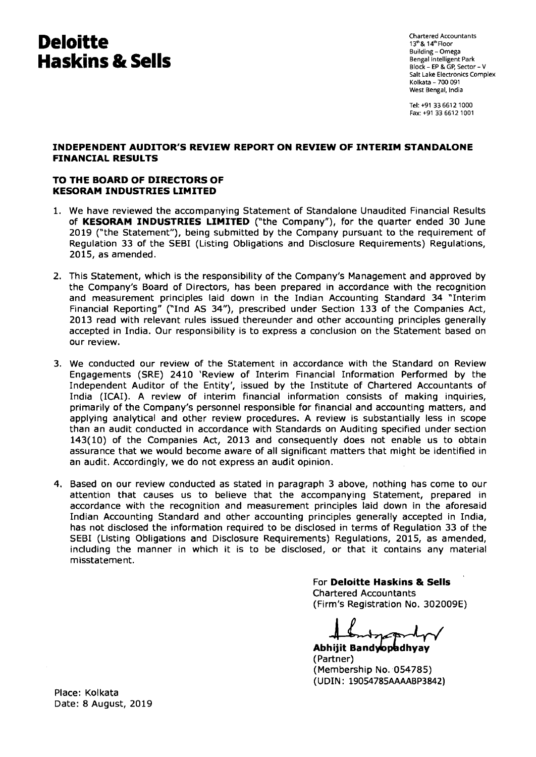# Deloitte Haskins & Sells

Chartered Accountants
13th & 14th Floor
Building – Omega
Bengal Intelligent Park
Block – EP & GP, Sector – V
Salt Lake Electronics Complex
Kolkata – 700 091
West Bengal, India

Tel: +91 33 6612 1000
Fax: +91 33 6612 1001

## INDEPENDENT AUDITOR'S REVIEW REPORT ON REVIEW OF INTERIM STANDALONE FINANCIAL RESULTS

**TO THE BOARD OF DIRECTORS OF**
**KESORAM INDUSTRIES LIMITED**

1. We have reviewed the accompanying Statement of Standalone Unaudited Financial Results of **KESORAM INDUSTRIES LIMITED** ("the Company"), for the quarter ended 30 June 2019 ("the Statement"), being submitted by the Company pursuant to the requirement of Regulation 33 of the SEBI (Listing Obligations and Disclosure Requirements) Regulations, 2015, as amended.

2. This Statement, which is the responsibility of the Company's Management and approved by the Company's Board of Directors, has been prepared in accordance with the recognition and measurement principles laid down in the Indian Accounting Standard 34 "Interim Financial Reporting" ("Ind AS 34"), prescribed under Section 133 of the Companies Act, 2013 read with relevant rules issued thereunder and other accounting principles generally accepted in India. Our responsibility is to express a conclusion on the Statement based on our review.

3. We conducted our review of the Statement in accordance with the Standard on Review Engagements (SRE) 2410 'Review of Interim Financial Information Performed by the Independent Auditor of the Entity', issued by the Institute of Chartered Accountants of India (ICAI). A review of interim financial information consists of making inquiries, primarily of the Company's personnel responsible for financial and accounting matters, and applying analytical and other review procedures. A review is substantially less in scope than an audit conducted in accordance with Standards on Auditing specified under section 143(10) of the Companies Act, 2013 and consequently does not enable us to obtain assurance that we would become aware of all significant matters that might be identified in an audit. Accordingly, we do not express an audit opinion.

4. Based on our review conducted as stated in paragraph 3 above, nothing has come to our attention that causes us to believe that the accompanying Statement, prepared in accordance with the recognition and measurement principles laid down in the aforesaid Indian Accounting Standard and other accounting principles generally accepted in India, has not disclosed the information required to be disclosed in terms of Regulation 33 of the SEBI (Listing Obligations and Disclosure Requirements) Regulations, 2015, as amended, including the manner in which it is to be disclosed, or that it contains any material misstatement.

For **Deloitte Haskins & Sells**
Chartered Accountants
(Firm's Registration No. 302009E)

**Abhijit Bandyopadhyay**
(Partner)
(Membership No. 054785)
(UDIN: 19054785AAAABP3842)

Place: Kolkata
Date: 8 August, 2019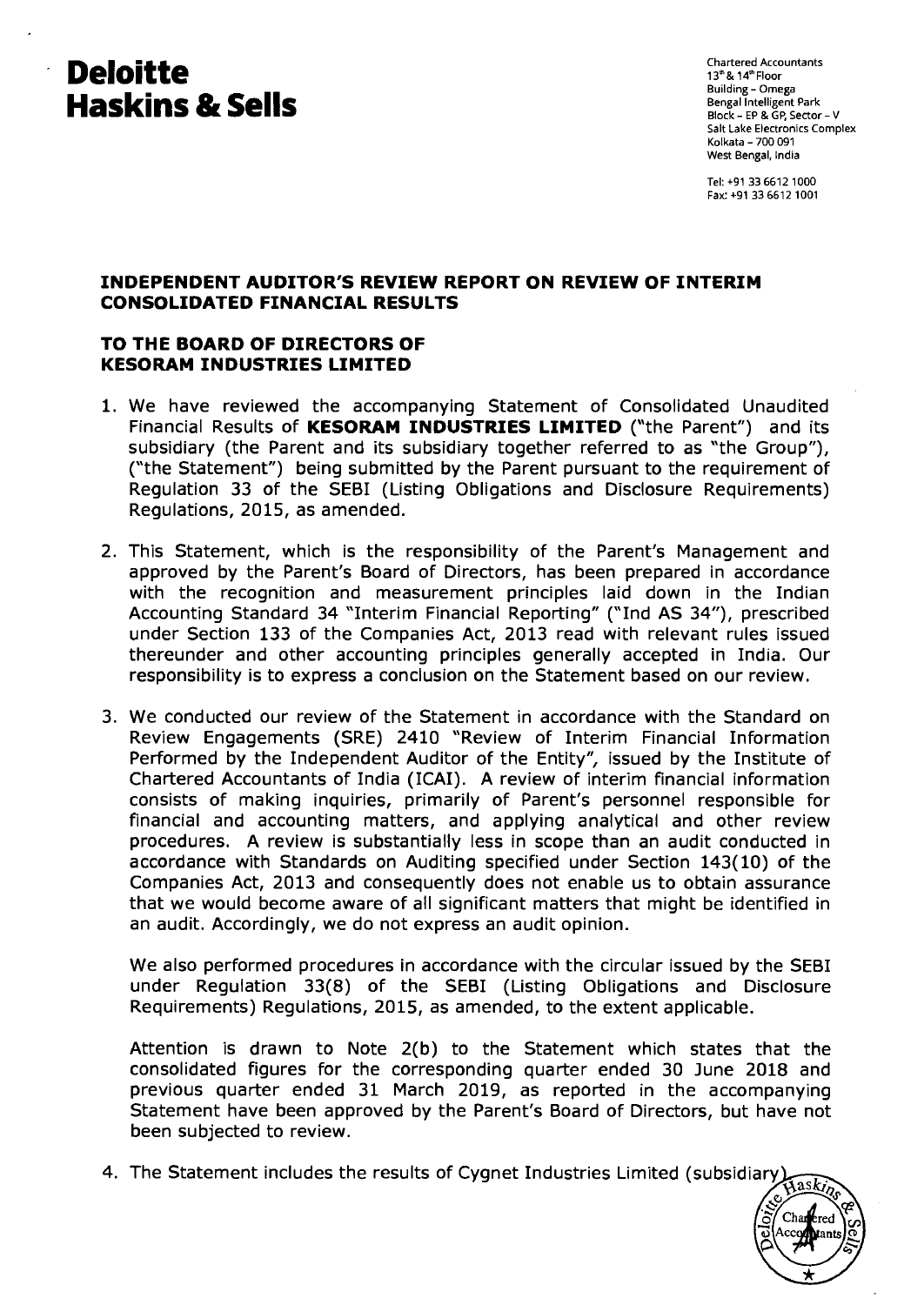**Deloitte Haskins & Sells**

Chartered Accountants
13th & 14th Floor
Building - Omega
Bengal Intelligent Park
Block - EP & GP, Sector - V
Salt Lake Electronics Complex
Kolkata - 700 091
West Bengal, India

Tel: +91 33 6612 1000
Fax: +91 33 6612 1001

## INDEPENDENT AUDITOR'S REVIEW REPORT ON REVIEW OF INTERIM CONSOLIDATED FINANCIAL RESULTS

## TO THE BOARD OF DIRECTORS OF KESORAM INDUSTRIES LIMITED

1. We have reviewed the accompanying Statement of Consolidated Unaudited Financial Results of **KESORAM INDUSTRIES LIMITED** ("the Parent") and its subsidiary (the Parent and its subsidiary together referred to as "the Group"), ("the Statement") being submitted by the Parent pursuant to the requirement of Regulation 33 of the SEBI (Listing Obligations and Disclosure Requirements) Regulations, 2015, as amended.

2. This Statement, which is the responsibility of the Parent's Management and approved by the Parent's Board of Directors, has been prepared in accordance with the recognition and measurement principles laid down in the Indian Accounting Standard 34 "Interim Financial Reporting" ("Ind AS 34"), prescribed under Section 133 of the Companies Act, 2013 read with relevant rules issued thereunder and other accounting principles generally accepted in India. Our responsibility is to express a conclusion on the Statement based on our review.

3. We conducted our review of the Statement in accordance with the Standard on Review Engagements (SRE) 2410 "Review of Interim Financial Information Performed by the Independent Auditor of the Entity", issued by the Institute of Chartered Accountants of India (ICAI). A review of interim financial information consists of making inquiries, primarily of Parent's personnel responsible for financial and accounting matters, and applying analytical and other review procedures. A review is substantially less in scope than an audit conducted in accordance with Standards on Auditing specified under Section 143(10) of the Companies Act, 2013 and consequently does not enable us to obtain assurance that we would become aware of all significant matters that might be identified in an audit. Accordingly, we do not express an audit opinion.

   We also performed procedures in accordance with the circular issued by the SEBI under Regulation 33(8) of the SEBI (Listing Obligations and Disclosure Requirements) Regulations, 2015, as amended, to the extent applicable.

   Attention is drawn to Note 2(b) to the Statement which states that the consolidated figures for the corresponding quarter ended 30 June 2018 and previous quarter ended 31 March 2019, as reported in the accompanying Statement have been approved by the Parent's Board of Directors, but have not been subjected to review.

4. The Statement includes the results of Cygnet Industries Limited (subsidiary).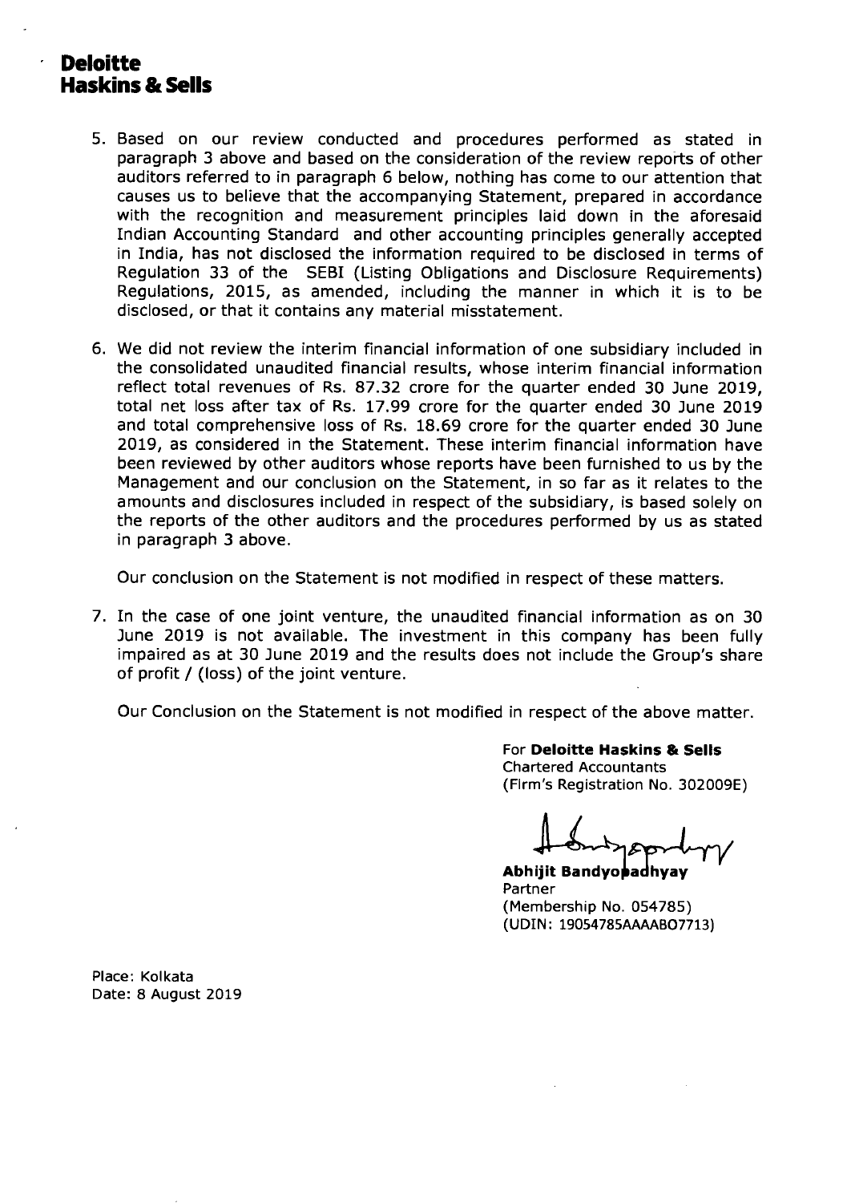**Deloitte**
**Haskins & Sells**

5. Based on our review conducted and procedures performed as stated in paragraph 3 above and based on the consideration of the review reports of other auditors referred to in paragraph 6 below, nothing has come to our attention that causes us to believe that the accompanying Statement, prepared in accordance with the recognition and measurement principles laid down in the aforesaid Indian Accounting Standard and other accounting principles generally accepted in India, has not disclosed the information required to be disclosed in terms of Regulation 33 of the SEBI (Listing Obligations and Disclosure Requirements) Regulations, 2015, as amended, including the manner in which it is to be disclosed, or that it contains any material misstatement.

6. We did not review the interim financial information of one subsidiary included in the consolidated unaudited financial results, whose interim financial information reflect total revenues of Rs. 87.32 crore for the quarter ended 30 June 2019, total net loss after tax of Rs. 17.99 crore for the quarter ended 30 June 2019 and total comprehensive loss of Rs. 18.69 crore for the quarter ended 30 June 2019, as considered in the Statement. These interim financial information have been reviewed by other auditors whose reports have been furnished to us by the Management and our conclusion on the Statement, in so far as it relates to the amounts and disclosures included in respect of the subsidiary, is based solely on the reports of the other auditors and the procedures performed by us as stated in paragraph 3 above.

   Our conclusion on the Statement is not modified in respect of these matters.

7. In the case of one joint venture, the unaudited financial information as on 30 June 2019 is not available. The investment in this company has been fully impaired as at 30 June 2019 and the results does not include the Group's share of profit / (loss) of the joint venture.

   Our Conclusion on the Statement is not modified in respect of the above matter.

For **Deloitte Haskins & Sells**
Chartered Accountants
(Firm's Registration No. 302009E)

**Abhijit Bandyopadhyay**
Partner
(Membership No. 054785)
(UDIN: 19054785AAAABO7713)

Place: Kolkata
Date: 8 August 2019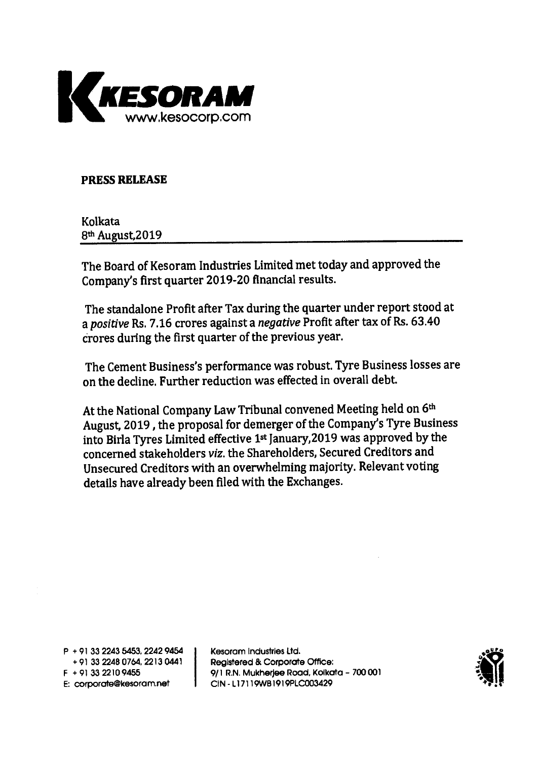KESORAM
www.kesocorp.com

**PRESS RELEASE**

Kolkata
8th August,2019

The Board of Kesoram Industries Limited met today and approved the Company's first quarter 2019-20 financial results.

The standalone Profit after Tax during the quarter under report stood at a *positive* Rs. 7.16 crores against a *negative* Profit after tax of Rs. 63.40 crores during the first quarter of the previous year.

The Cement Business's performance was robust. Tyre Business losses are on the decline. Further reduction was effected in overall debt.

At the National Company Law Tribunal convened Meeting held on 6th August, 2019 , the proposal for demerger of the Company's Tyre Business into Birla Tyres Limited effective 1st January,2019 was approved by the concerned stakeholders *viz.* the Shareholders, Secured Creditors and Unsecured Creditors with an overwhelming majority. Relevant voting details have already been filed with the Exchanges.

P + 91 33 2243 5453, 2242 9454
+ 91 33 2248 0764, 2213 0441
F + 91 33 2210 9455
E: corporate@kesoram.net

Kesoram Industries Ltd.
Registered & Corporate Office:
9/1 R.N. Mukherjee Road, Kolkata – 700 001
CIN - L17119WB1919PLC003429